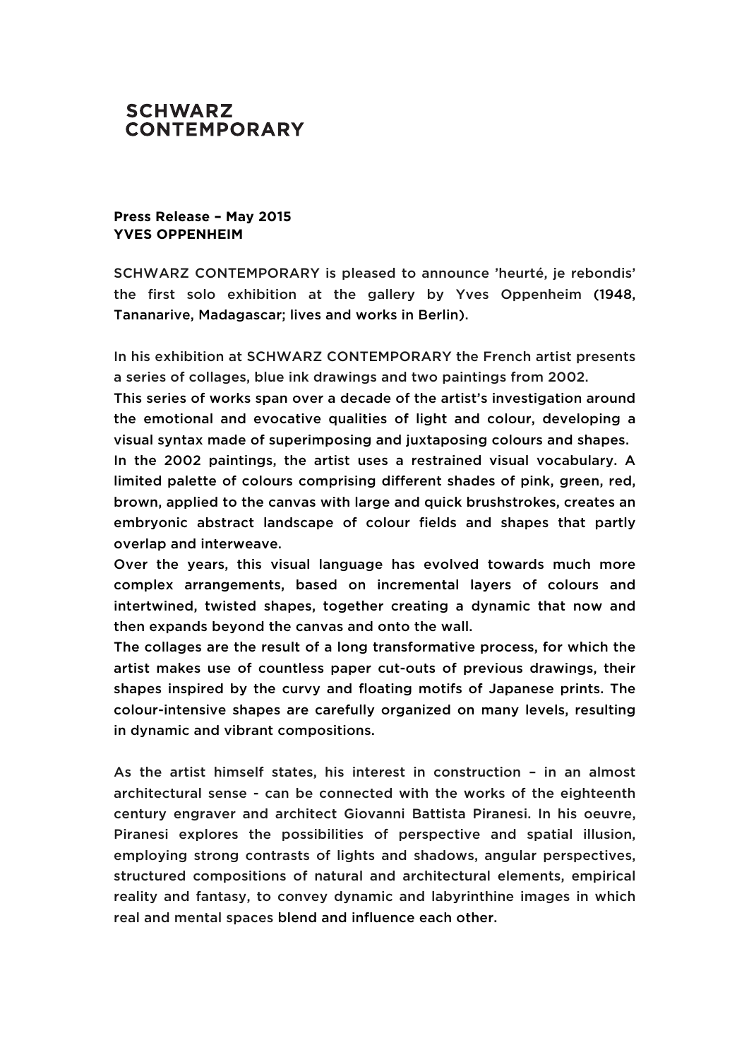# SCHWARZ CONTEMPORARY

**Press Release – May 2015**
**YVES OPPENHEIM**

SCHWARZ CONTEMPORARY is pleased to announce 'heurté, je rebondis' the first solo exhibition at the gallery by Yves Oppenheim (1948, Tananarive, Madagascar; lives and works in Berlin).

In his exhibition at SCHWARZ CONTEMPORARY the French artist presents a series of collages, blue ink drawings and two paintings from 2002.
This series of works span over a decade of the artist's investigation around the emotional and evocative qualities of light and colour, developing a visual syntax made of superimposing and juxtaposing colours and shapes.
In the 2002 paintings, the artist uses a restrained visual vocabulary. A limited palette of colours comprising different shades of pink, green, red, brown, applied to the canvas with large and quick brushstrokes, creates an embryonic abstract landscape of colour fields and shapes that partly overlap and interweave.
Over the years, this visual language has evolved towards much more complex arrangements, based on incremental layers of colours and intertwined, twisted shapes, together creating a dynamic that now and then expands beyond the canvas and onto the wall.
The collages are the result of a long transformative process, for which the artist makes use of countless paper cut-outs of previous drawings, their shapes inspired by the curvy and floating motifs of Japanese prints. The colour-intensive shapes are carefully organized on many levels, resulting in dynamic and vibrant compositions.

As the artist himself states, his interest in construction – in an almost architectural sense - can be connected with the works of the eighteenth century engraver and architect Giovanni Battista Piranesi. In his oeuvre, Piranesi explores the possibilities of perspective and spatial illusion, employing strong contrasts of lights and shadows, angular perspectives, structured compositions of natural and architectural elements, empirical reality and fantasy, to convey dynamic and labyrinthine images in which real and mental spaces blend and influence each other.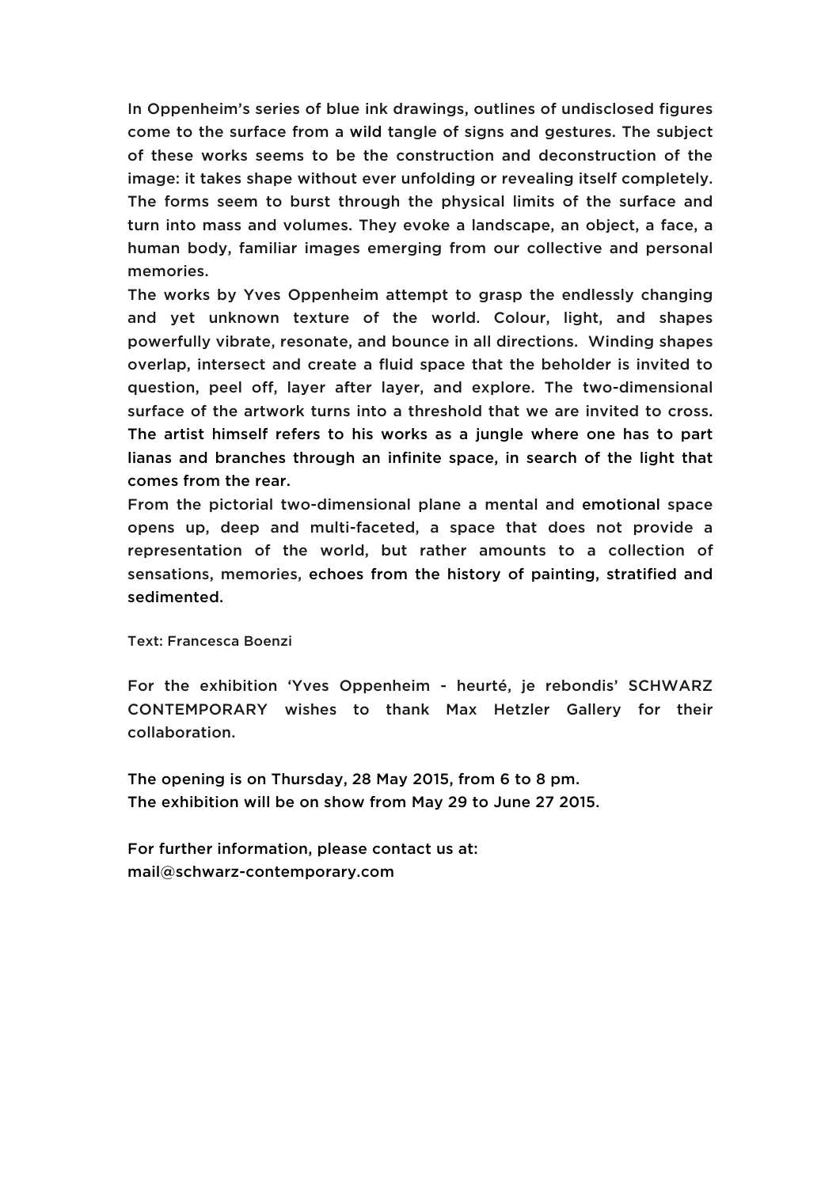In Oppenheim's series of blue ink drawings, outlines of undisclosed figures come to the surface from a wild tangle of signs and gestures. The subject of these works seems to be the construction and deconstruction of the image: it takes shape without ever unfolding or revealing itself completely. The forms seem to burst through the physical limits of the surface and turn into mass and volumes. They evoke a landscape, an object, a face, a human body, familiar images emerging from our collective and personal memories.

The works by Yves Oppenheim attempt to grasp the endlessly changing and yet unknown texture of the world. Colour, light, and shapes powerfully vibrate, resonate, and bounce in all directions. Winding shapes overlap, intersect and create a fluid space that the beholder is invited to question, peel off, layer after layer, and explore. The two-dimensional surface of the artwork turns into a threshold that we are invited to cross. The artist himself refers to his works as a jungle where one has to part lianas and branches through an infinite space, in search of the light that comes from the rear.

From the pictorial two-dimensional plane a mental and emotional space opens up, deep and multi-faceted, a space that does not provide a representation of the world, but rather amounts to a collection of sensations, memories, echoes from the history of painting, stratified and sedimented.

Text: Francesca Boenzi

For the exhibition 'Yves Oppenheim - heurté, je rebondis' SCHWARZ CONTEMPORARY wishes to thank Max Hetzler Gallery for their collaboration.

The opening is on Thursday, 28 May 2015, from 6 to 8 pm.
The exhibition will be on show from May 29 to June 27 2015.

For further information, please contact us at:
mail@schwarz-contemporary.com